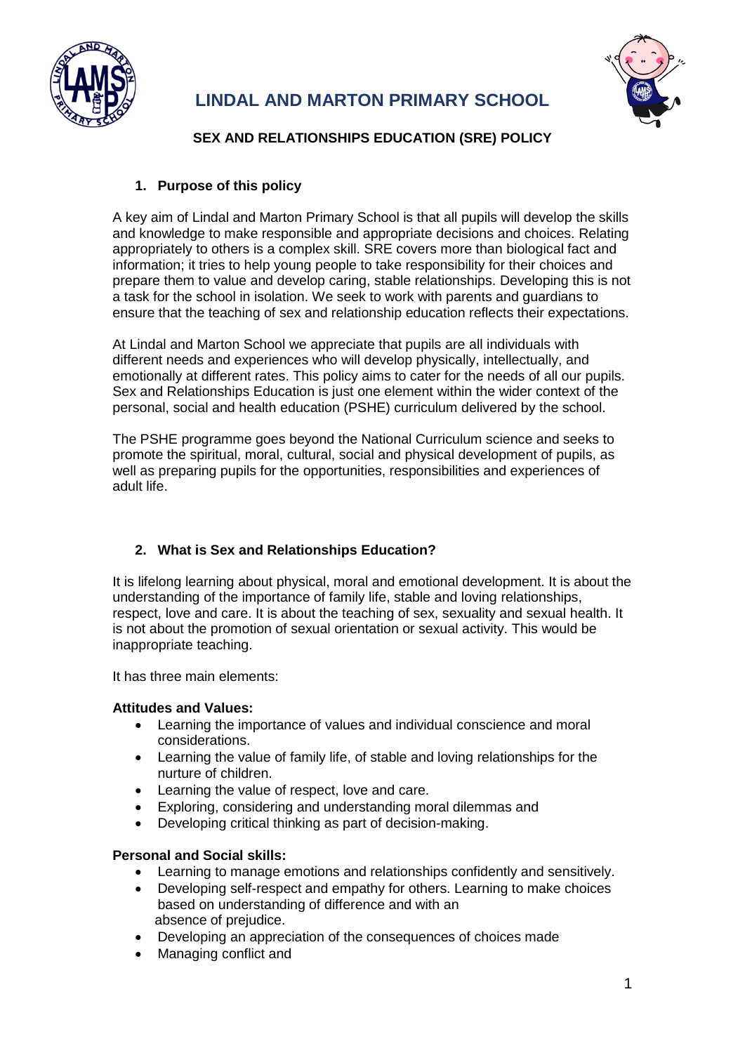# LINDAL AND MARTON PRIMARY SCHOOL

## SEX AND RELATIONSHIPS EDUCATION (SRE) POLICY

### 1. Purpose of this policy

A key aim of Lindal and Marton Primary School is that all pupils will develop the skills and knowledge to make responsible and appropriate decisions and choices. Relating appropriately to others is a complex skill. SRE covers more than biological fact and information; it tries to help young people to take responsibility for their choices and prepare them to value and develop caring, stable relationships. Developing this is not a task for the school in isolation. We seek to work with parents and guardians to ensure that the teaching of sex and relationship education reflects their expectations.

At Lindal and Marton School we appreciate that pupils are all individuals with different needs and experiences who will develop physically, intellectually, and emotionally at different rates. This policy aims to cater for the needs of all our pupils. Sex and Relationships Education is just one element within the wider context of the personal, social and health education (PSHE) curriculum delivered by the school.

The PSHE programme goes beyond the National Curriculum science and seeks to promote the spiritual, moral, cultural, social and physical development of pupils, as well as preparing pupils for the opportunities, responsibilities and experiences of adult life.

### 2. What is Sex and Relationships Education?

It is lifelong learning about physical, moral and emotional development. It is about the understanding of the importance of family life, stable and loving relationships, respect, love and care. It is about the teaching of sex, sexuality and sexual health. It is not about the promotion of sexual orientation or sexual activity. This would be inappropriate teaching.

It has three main elements:

**Attitudes and Values:**

- Learning the importance of values and individual conscience and moral considerations.
- Learning the value of family life, of stable and loving relationships for the nurture of children.
- Learning the value of respect, love and care.
- Exploring, considering and understanding moral dilemmas and
- Developing critical thinking as part of decision-making.

**Personal and Social skills:**

- Learning to manage emotions and relationships confidently and sensitively.
- Developing self-respect and empathy for others. Learning to make choices based on understanding of difference and with an absence of prejudice.
- Developing an appreciation of the consequences of choices made
- Managing conflict and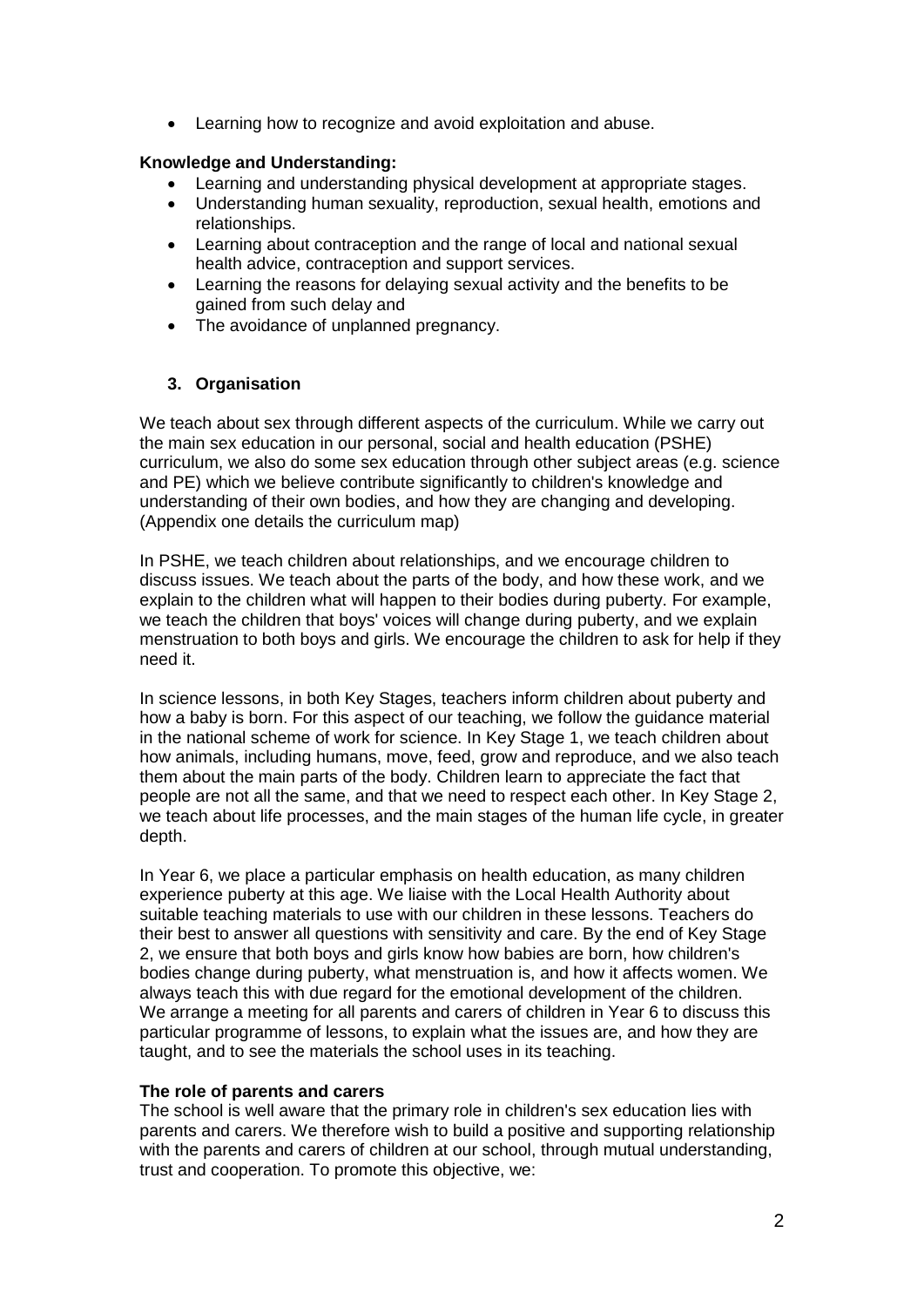- Learning how to recognize and avoid exploitation and abuse.

**Knowledge and Understanding:**

- Learning and understanding physical development at appropriate stages.
- Understanding human sexuality, reproduction, sexual health, emotions and relationships.
- Learning about contraception and the range of local and national sexual health advice, contraception and support services.
- Learning the reasons for delaying sexual activity and the benefits to be gained from such delay and
- The avoidance of unplanned pregnancy.

## 3. Organisation

We teach about sex through different aspects of the curriculum. While we carry out the main sex education in our personal, social and health education (PSHE) curriculum, we also do some sex education through other subject areas (e.g. science and PE) which we believe contribute significantly to children's knowledge and understanding of their own bodies, and how they are changing and developing. (Appendix one details the curriculum map)

In PSHE, we teach children about relationships, and we encourage children to discuss issues. We teach about the parts of the body, and how these work, and we explain to the children what will happen to their bodies during puberty. For example, we teach the children that boys' voices will change during puberty, and we explain menstruation to both boys and girls. We encourage the children to ask for help if they need it.

In science lessons, in both Key Stages, teachers inform children about puberty and how a baby is born. For this aspect of our teaching, we follow the guidance material in the national scheme of work for science. In Key Stage 1, we teach children about how animals, including humans, move, feed, grow and reproduce, and we also teach them about the main parts of the body. Children learn to appreciate the fact that people are not all the same, and that we need to respect each other. In Key Stage 2, we teach about life processes, and the main stages of the human life cycle, in greater depth.

In Year 6, we place a particular emphasis on health education, as many children experience puberty at this age. We liaise with the Local Health Authority about suitable teaching materials to use with our children in these lessons. Teachers do their best to answer all questions with sensitivity and care. By the end of Key Stage 2, we ensure that both boys and girls know how babies are born, how children's bodies change during puberty, what menstruation is, and how it affects women. We always teach this with due regard for the emotional development of the children. We arrange a meeting for all parents and carers of children in Year 6 to discuss this particular programme of lessons, to explain what the issues are, and how they are taught, and to see the materials the school uses in its teaching.

**The role of parents and carers**

The school is well aware that the primary role in children's sex education lies with parents and carers. We therefore wish to build a positive and supporting relationship with the parents and carers of children at our school, through mutual understanding, trust and cooperation. To promote this objective, we: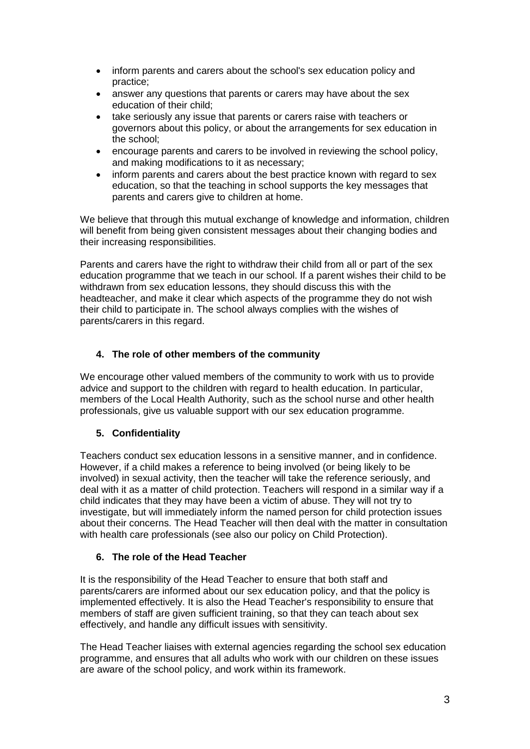- inform parents and carers about the school's sex education policy and practice;
- answer any questions that parents or carers may have about the sex education of their child;
- take seriously any issue that parents or carers raise with teachers or governors about this policy, or about the arrangements for sex education in the school;
- encourage parents and carers to be involved in reviewing the school policy, and making modifications to it as necessary;
- inform parents and carers about the best practice known with regard to sex education, so that the teaching in school supports the key messages that parents and carers give to children at home.

We believe that through this mutual exchange of knowledge and information, children will benefit from being given consistent messages about their changing bodies and their increasing responsibilities.

Parents and carers have the right to withdraw their child from all or part of the sex education programme that we teach in our school. If a parent wishes their child to be withdrawn from sex education lessons, they should discuss this with the headteacher, and make it clear which aspects of the programme they do not wish their child to participate in. The school always complies with the wishes of parents/carers in this regard.

## 4. The role of other members of the community

We encourage other valued members of the community to work with us to provide advice and support to the children with regard to health education. In particular, members of the Local Health Authority, such as the school nurse and other health professionals, give us valuable support with our sex education programme.

## 5. Confidentiality

Teachers conduct sex education lessons in a sensitive manner, and in confidence. However, if a child makes a reference to being involved (or being likely to be involved) in sexual activity, then the teacher will take the reference seriously, and deal with it as a matter of child protection. Teachers will respond in a similar way if a child indicates that they may have been a victim of abuse. They will not try to investigate, but will immediately inform the named person for child protection issues about their concerns. The Head Teacher will then deal with the matter in consultation with health care professionals (see also our policy on Child Protection).

## 6. The role of the Head Teacher

It is the responsibility of the Head Teacher to ensure that both staff and parents/carers are informed about our sex education policy, and that the policy is implemented effectively. It is also the Head Teacher's responsibility to ensure that members of staff are given sufficient training, so that they can teach about sex effectively, and handle any difficult issues with sensitivity.

The Head Teacher liaises with external agencies regarding the school sex education programme, and ensures that all adults who work with our children on these issues are aware of the school policy, and work within its framework.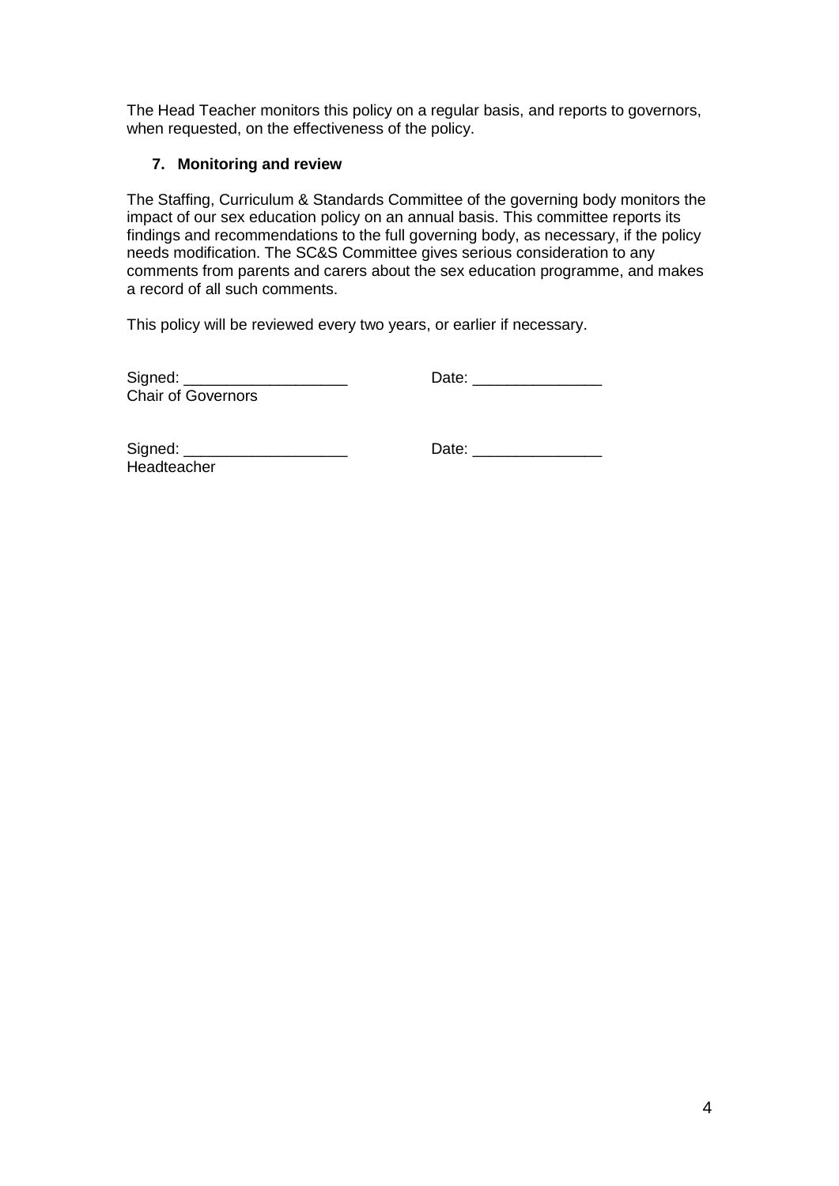The Head Teacher monitors this policy on a regular basis, and reports to governors, when requested, on the effectiveness of the policy.

### 7. Monitoring and review

The Staffing, Curriculum & Standards Committee of the governing body monitors the impact of our sex education policy on an annual basis. This committee reports its findings and recommendations to the full governing body, as necessary, if the policy needs modification. The SC&S Committee gives serious consideration to any comments from parents and carers about the sex education programme, and makes a record of all such comments.

This policy will be reviewed every two years, or earlier if necessary.

Signed: ___________________ Date: _______________

Chair of Governors

Signed: ___________________ Date: _______________

Headteacher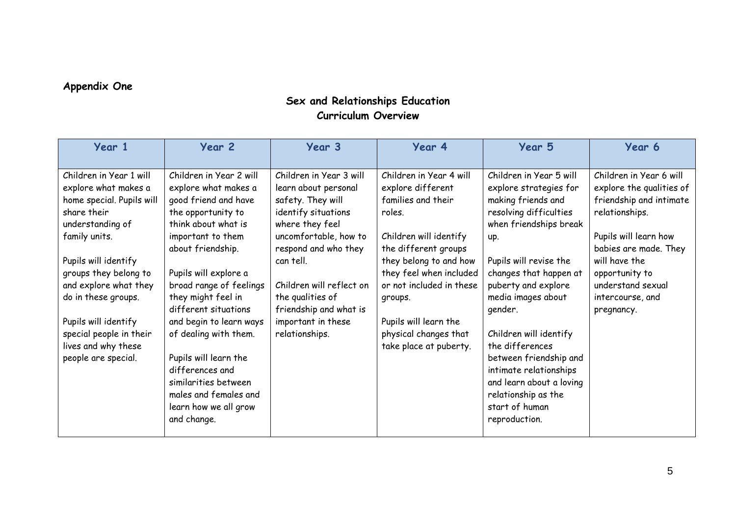**Appendix One**

## Sex and Relationships Education
## Curriculum Overview

| Year 1 | Year 2 | Year 3 | Year 4 | Year 5 | Year 6 |
|---|---|---|---|---|---|
| Children in Year 1 will explore what makes a home special. Pupils will share their understanding of family units.<br><br>Pupils will identify groups they belong to and explore what they do in these groups.<br><br>Pupils will identify special people in their lives and why these people are special. | Children in Year 2 will explore what makes a good friend and have the opportunity to think about what is important to them about friendship.<br><br>Pupils will explore a broad range of feelings they might feel in different situations and begin to learn ways of dealing with them.<br><br>Pupils will learn the differences and similarities between males and females and learn how we all grow and change. | Children in Year 3 will learn about personal safety. They will identify situations where they feel uncomfortable, how to respond and who they can tell.<br><br>Children will reflect on the qualities of friendship and what is important in these relationships. | Children in Year 4 will explore different families and their roles.<br><br>Children will identify the different groups they belong to and how they feel when included or not included in these groups.<br><br>Pupils will learn the physical changes that take place at puberty. | Children in Year 5 will explore strategies for making friends and resolving difficulties when friendships break up.<br><br>Pupils will revise the changes that happen at puberty and explore media images about gender.<br><br>Children will identify the differences between friendship and intimate relationships and learn about a loving relationship as the start of human reproduction. | Children in Year 6 will explore the qualities of friendship and intimate relationships.<br><br>Pupils will learn how babies are made. They will have the opportunity to understand sexual intercourse, and pregnancy. |